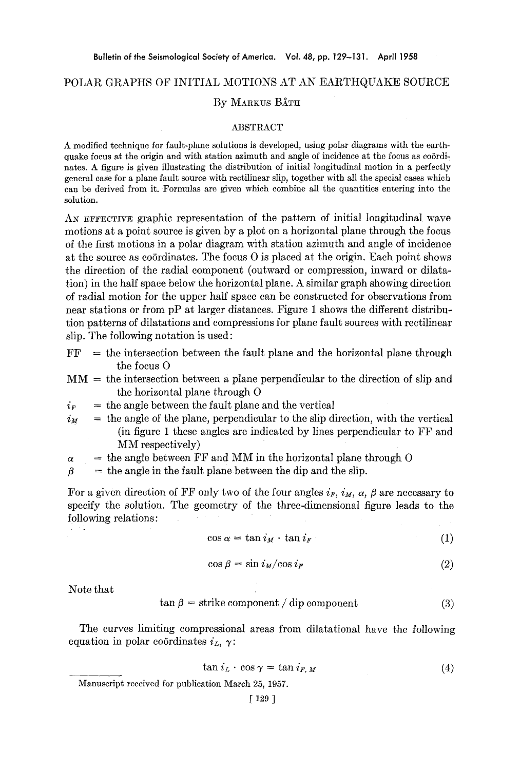# POLAR GRAPHS OF INITIAL MOTIONS AT AN EARTHQUAKE SOURCE

By Markus Båth

## ABSTRACT

A modified technique for fault-plane solutions is developed, using polar diagrams with the earthquake focus at the origin and with station azimuth and angle of incidence at the focus as coördinates. A figure is given illustrating the distribution of initial longitudinal motion in a perfectly general case for a plane fault source with rectilinear slip, together with all the special cases which can be derived from it. Formulas are given which combine all the quantities entering into the solution.

An effective graphic representation of the pattern of initial longitudinal wave motions at a point source is given by a plot on a horizontal plane through the focus of the first motions in a polar diagram with station azimuth and angle of incidence at the source as coördinates. The focus O is placed at the origin. Each point shows the direction of the radial component (outward or compression, inward or dilatation) in the half space below the horizontal plane. A similar graph showing direction of radial motion for the upper half space can be constructed for observations from near stations or from pP at larger distances. Figure 1 shows the different distribution patterns of dilatations and compressions for plane fault sources with rectilinear slip. The following notation is used:

- FF = the intersection between the fault plane and the horizontal plane through the focus O
- MM = the intersection between a plane perpendicular to the direction of slip and the horizontal plane through O
- $i_F$ = the angle between the fault plane and the vertical
- $i_M$ = the angle of the plane, perpendicular to the slip direction, with the vertical (in figure 1 these angles are indicated by lines perpendicular to FF and MM respectively)
- $\alpha$ = the angle between FF and MM in the horizontal plane through O
- $\beta$ = the angle in the fault plane between the dip and the slip.

For a given direction of FF only two of the four angles $i_F$, $i_M$, $\alpha$, $\beta$ are necessary to specify the solution. The geometry of the three-dimensional figure leads to the following relations:

$$\cos \alpha = \tan i_M \cdot \tan i_F \tag{1}$$

$$\cos \beta = \sin i_M / \cos i_F \tag{2}$$

Note that

$$\tan \beta = \text{strike component} / \text{dip component} \tag{3}$$

The curves limiting compressional areas from dilatational have the following equation in polar coördinates $i_L$, $\gamma$:

$$\tan i_L \cdot \cos \gamma = \tan i_{F,M} \tag{4}$$

Manuscript received for publication March 25, 1957.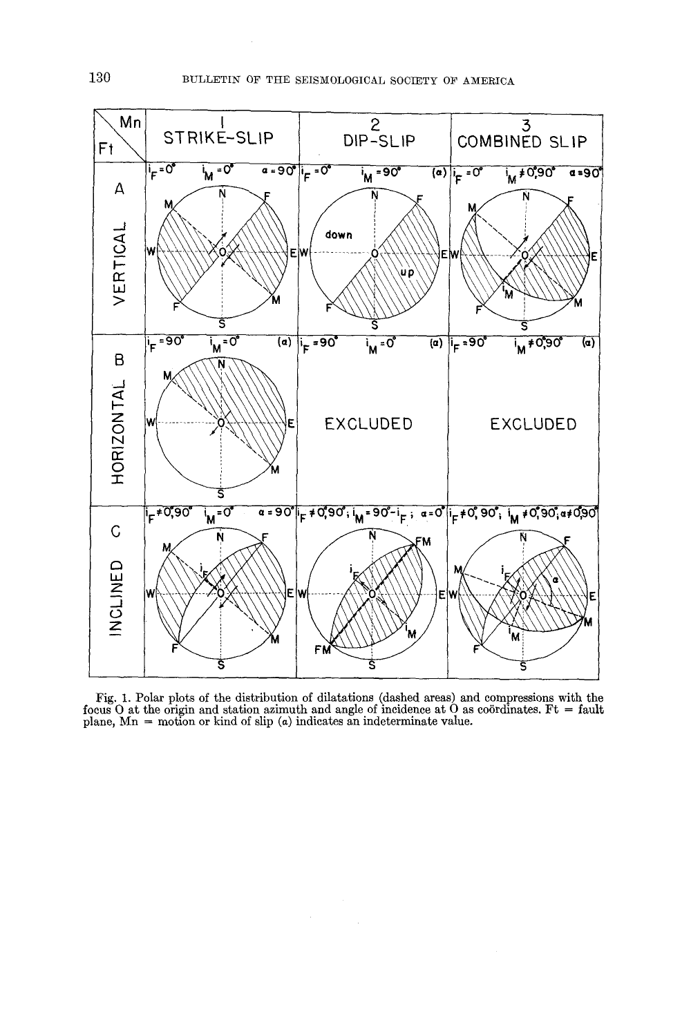| Ft \ Mn | 1 STRIKE-SLIP | 2 DIP-SLIP | 3 COMBINED SLIP |
|---|---|---|---|
| A VERTICAL | $i_F=0°$ $i_M=0°$ $a=90°$ | $i_F=0°$ $i_M=90°$ (a) | $i_F=0°$ $i_M\neq 0°,90°$ $a=90°$ |
| B HORIZONTAL | $i_F=90°$ $i_M=0°$ (a) | $i_F=90°$ $i_M=0°$ (a) EXCLUDED | $i_F=90°$ $i_M\neq 0°,90°$ (a) EXCLUDED |
| C INCLINED | $i_F\neq 0°,90°$ $i_M=0°$ $a=90°$ | $i_F\neq 0°,90°;\ i_M=90°-i_F;\ a=0°$ | $i_F\neq 0°,90°;\ i_M\neq 0°,90°;\ a\neq 0°,90°$ |

Fig. 1. Polar plots of the distribution of dilatations (dashed areas) and compressions with the focus O at the origin and station azimuth and angle of incidence at O as coördinates. Ft = fault plane, Mn = motion or kind of slip (a) indicates an indeterminate value.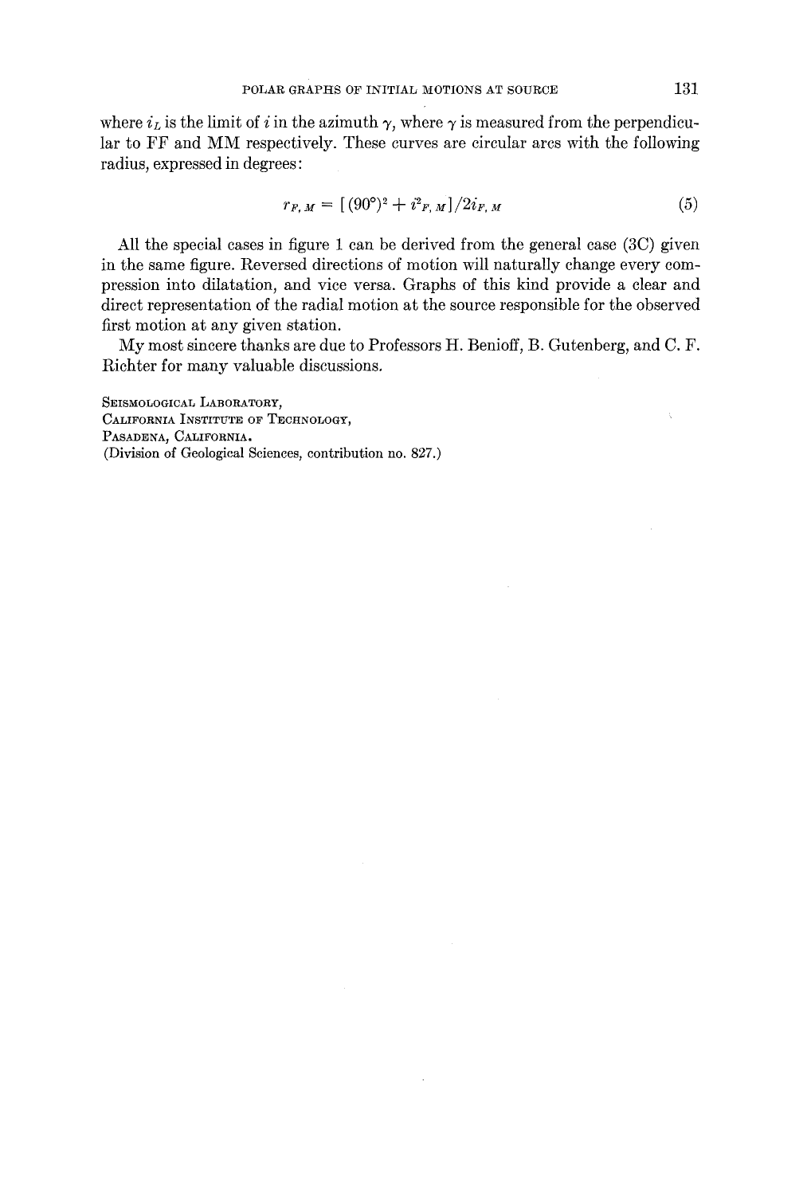where $i_L$ is the limit of $i$ in the azimuth $\gamma$, where $\gamma$ is measured from the perpendicular to FF and MM respectively. These curves are circular arcs with the following radius, expressed in degrees:

$$r_{F,M} = [(90°)^2 + i^2_{F,M}]/2i_{F,M} \tag{5}$$

All the special cases in figure 1 can be derived from the general case (3C) given in the same figure. Reversed directions of motion will naturally change every compression into dilatation, and vice versa. Graphs of this kind provide a clear and direct representation of the radial motion at the source responsible for the observed first motion at any given station.

My most sincere thanks are due to Professors H. Benioff, B. Gutenberg, and C. F. Richter for many valuable discussions.

SEISMOLOGICAL LABORATORY,
CALIFORNIA INSTITUTE OF TECHNOLOGY,
PASADENA, CALIFORNIA.
(Division of Geological Sciences, contribution no. 827.)